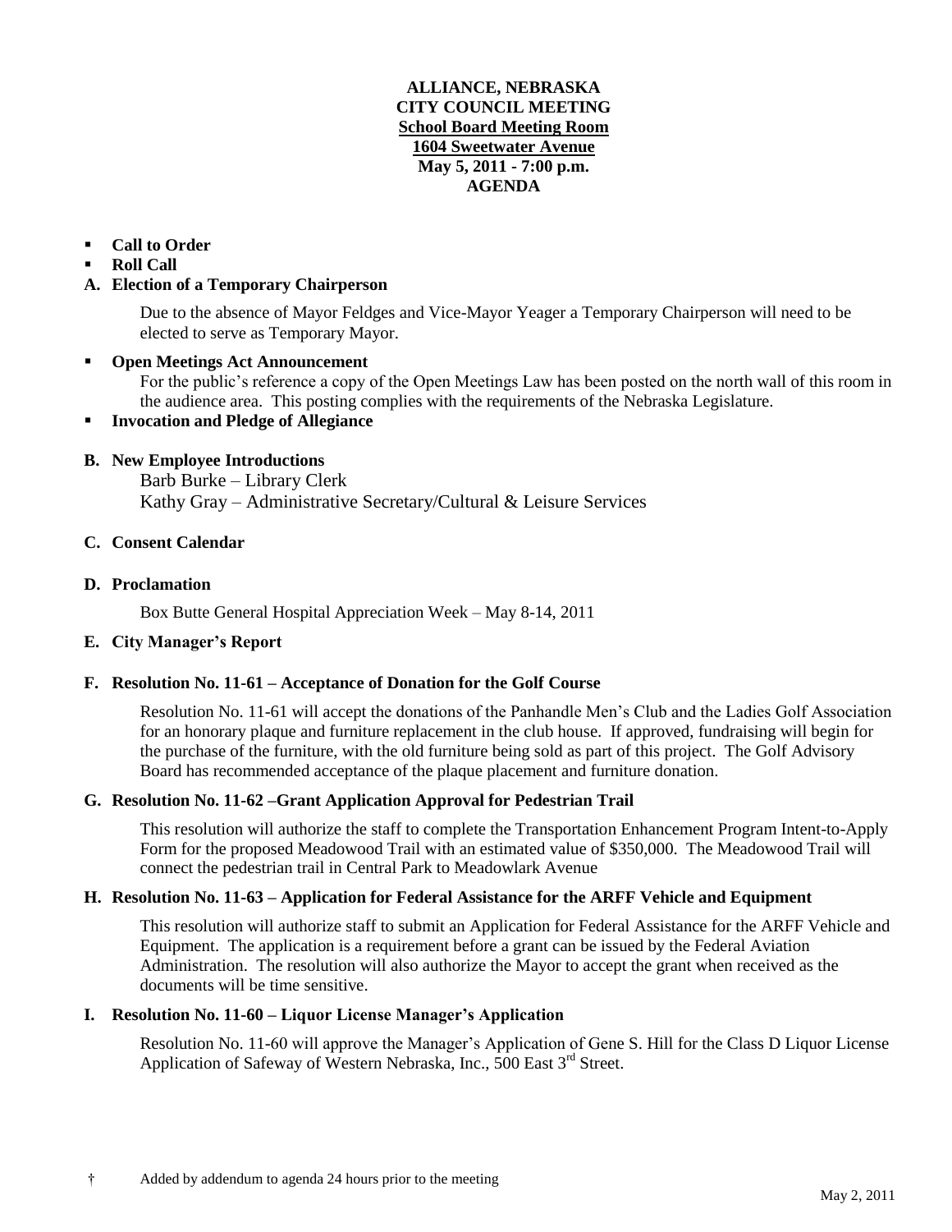**ALLIANCE, NEBRASKA**
**CITY COUNCIL MEETING**
**School Board Meeting Room**
**1604 Sweetwater Avenue**
**May 5, 2011 - 7:00 p.m.**
**AGENDA**

- **Call to Order**
- **Roll Call**

**A. Election of a Temporary Chairperson**

Due to the absence of Mayor Feldges and Vice-Mayor Yeager a Temporary Chairperson will need to be elected to serve as Temporary Mayor.

- **Open Meetings Act Announcement**
  For the public's reference a copy of the Open Meetings Law has been posted on the north wall of this room in the audience area. This posting complies with the requirements of the Nebraska Legislature.
- **Invocation and Pledge of Allegiance**

**B. New Employee Introductions**

Barb Burke – Library Clerk
Kathy Gray – Administrative Secretary/Cultural & Leisure Services

**C. Consent Calendar**

**D. Proclamation**

Box Butte General Hospital Appreciation Week – May 8-14, 2011

**E. City Manager's Report**

**F. Resolution No. 11-61 – Acceptance of Donation for the Golf Course**

Resolution No. 11-61 will accept the donations of the Panhandle Men's Club and the Ladies Golf Association for an honorary plaque and furniture replacement in the club house. If approved, fundraising will begin for the purchase of the furniture, with the old furniture being sold as part of this project. The Golf Advisory Board has recommended acceptance of the plaque placement and furniture donation.

**G. Resolution No. 11-62 –Grant Application Approval for Pedestrian Trail**

This resolution will authorize the staff to complete the Transportation Enhancement Program Intent-to-Apply Form for the proposed Meadowood Trail with an estimated value of $350,000. The Meadowood Trail will connect the pedestrian trail in Central Park to Meadowlark Avenue

**H. Resolution No. 11-63 – Application for Federal Assistance for the ARFF Vehicle and Equipment**

This resolution will authorize staff to submit an Application for Federal Assistance for the ARFF Vehicle and Equipment. The application is a requirement before a grant can be issued by the Federal Aviation Administration. The resolution will also authorize the Mayor to accept the grant when received as the documents will be time sensitive.

**I. Resolution No. 11-60 – Liquor License Manager's Application**

Resolution No. 11-60 will approve the Manager's Application of Gene S. Hill for the Class D Liquor License Application of Safeway of Western Nebraska, Inc., 500 East 3rd Street.

† Added by addendum to agenda 24 hours prior to the meeting

May 2, 2011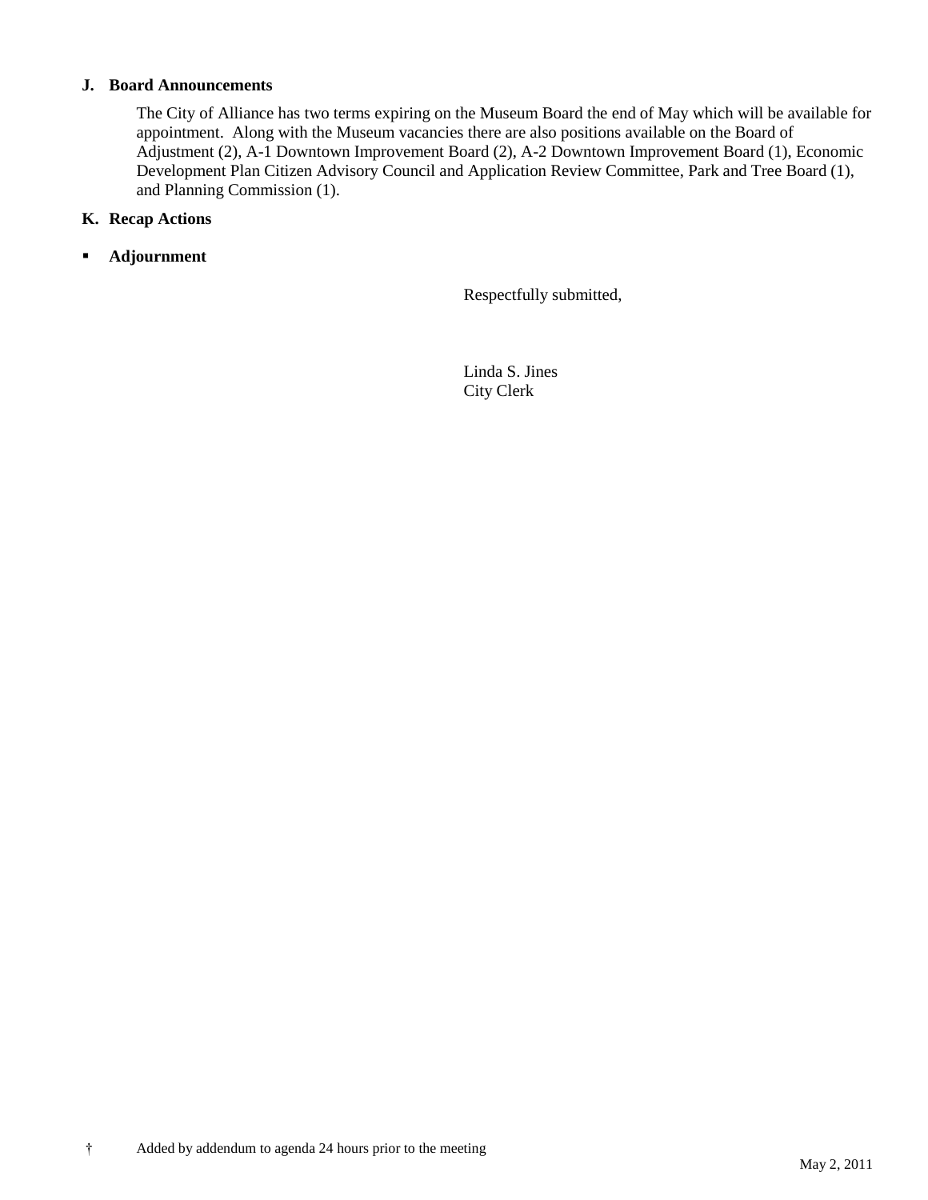**J. Board Announcements**

The City of Alliance has two terms expiring on the Museum Board the end of May which will be available for appointment. Along with the Museum vacancies there are also positions available on the Board of Adjustment (2), A-1 Downtown Improvement Board (2), A-2 Downtown Improvement Board (1), Economic Development Plan Citizen Advisory Council and Application Review Committee, Park and Tree Board (1), and Planning Commission (1).

**K. Recap Actions**

- **Adjournment**

Respectfully submitted,

Linda S. Jines
City Clerk

† Added by addendum to agenda 24 hours prior to the meeting

May 2, 2011